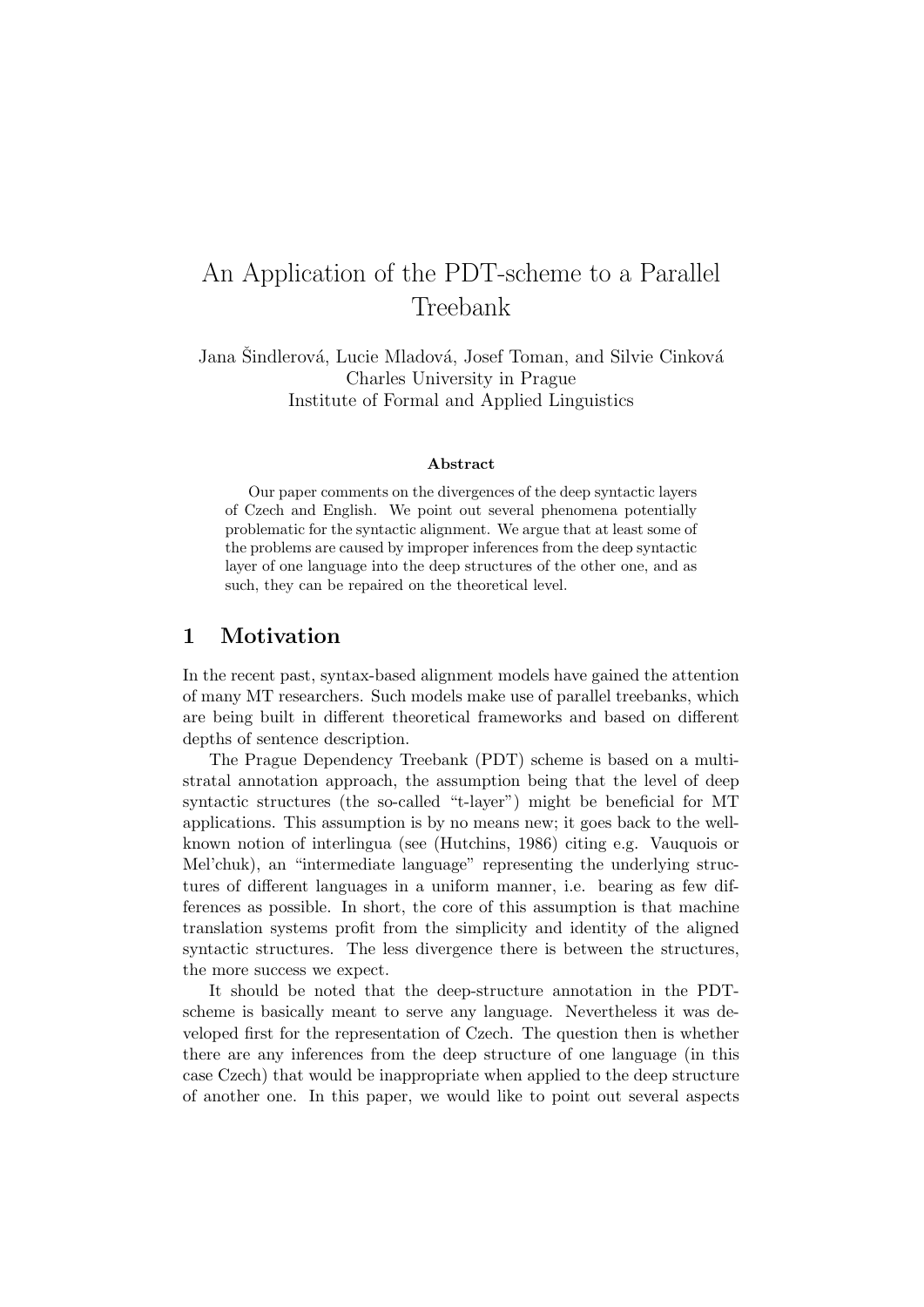# An Application of the PDT-scheme to a Parallel Treebank

Jana Šindlerová, Lucie Mladová, Josef Toman, and Silvie Cinková
Charles University in Prague
Institute of Formal and Applied Linguistics

### Abstract

Our paper comments on the divergences of the deep syntactic layers of Czech and English. We point out several phenomena potentially problematic for the syntactic alignment. We argue that at least some of the problems are caused by improper inferences from the deep syntactic layer of one language into the deep structures of the other one, and as such, they can be repaired on the theoretical level.

## 1 Motivation

In the recent past, syntax-based alignment models have gained the attention of many MT researchers. Such models make use of parallel treebanks, which are being built in different theoretical frameworks and based on different depths of sentence description.

The Prague Dependency Treebank (PDT) scheme is based on a multi-stratal annotation approach, the assumption being that the level of deep syntactic structures (the so-called "t-layer") might be beneficial for MT applications. This assumption is by no means new; it goes back to the well-known notion of interlingua (see (Hutchins, 1986) citing e.g. Vauquois or Mel'chuk), an "intermediate language" representing the underlying structures of different languages in a uniform manner, i.e. bearing as few differences as possible. In short, the core of this assumption is that machine translation systems profit from the simplicity and identity of the aligned syntactic structures. The less divergence there is between the structures, the more success we expect.

It should be noted that the deep-structure annotation in the PDT-scheme is basically meant to serve any language. Nevertheless it was developed first for the representation of Czech. The question then is whether there are any inferences from the deep structure of one language (in this case Czech) that would be inappropriate when applied to the deep structure of another one. In this paper, we would like to point out several aspects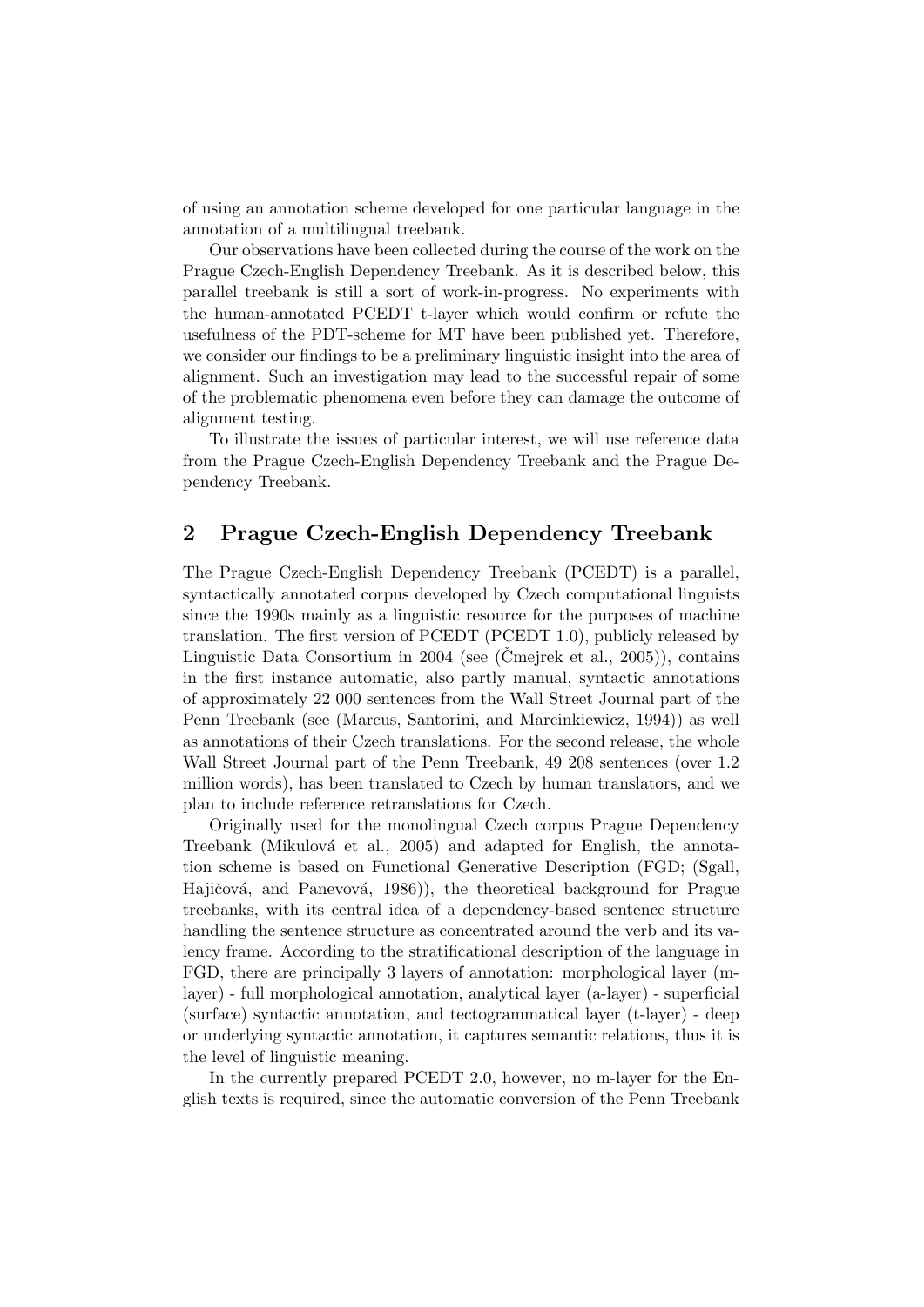of using an annotation scheme developed for one particular language in the annotation of a multilingual treebank.

Our observations have been collected during the course of the work on the Prague Czech-English Dependency Treebank. As it is described below, this parallel treebank is still a sort of work-in-progress. No experiments with the human-annotated PCEDT t-layer which would confirm or refute the usefulness of the PDT-scheme for MT have been published yet. Therefore, we consider our findings to be a preliminary linguistic insight into the area of alignment. Such an investigation may lead to the successful repair of some of the problematic phenomena even before they can damage the outcome of alignment testing.

To illustrate the issues of particular interest, we will use reference data from the Prague Czech-English Dependency Treebank and the Prague Dependency Treebank.

## 2 Prague Czech-English Dependency Treebank

The Prague Czech-English Dependency Treebank (PCEDT) is a parallel, syntactically annotated corpus developed by Czech computational linguists since the 1990s mainly as a linguistic resource for the purposes of machine translation. The first version of PCEDT (PCEDT 1.0), publicly released by Linguistic Data Consortium in 2004 (see (Čmejrek et al., 2005)), contains in the first instance automatic, also partly manual, syntactic annotations of approximately 22 000 sentences from the Wall Street Journal part of the Penn Treebank (see (Marcus, Santorini, and Marcinkiewicz, 1994)) as well as annotations of their Czech translations. For the second release, the whole Wall Street Journal part of the Penn Treebank, 49 208 sentences (over 1.2 million words), has been translated to Czech by human translators, and we plan to include reference retranslations for Czech.

Originally used for the monolingual Czech corpus Prague Dependency Treebank (Mikulová et al., 2005) and adapted for English, the annotation scheme is based on Functional Generative Description (FGD; (Sgall, Hajičová, and Panevová, 1986)), the theoretical background for Prague treebanks, with its central idea of a dependency-based sentence structure handling the sentence structure as concentrated around the verb and its valency frame. According to the stratificational description of the language in FGD, there are principally 3 layers of annotation: morphological layer (m-layer) - full morphological annotation, analytical layer (a-layer) - superficial (surface) syntactic annotation, and tectogrammatical layer (t-layer) - deep or underlying syntactic annotation, it captures semantic relations, thus it is the level of linguistic meaning.

In the currently prepared PCEDT 2.0, however, no m-layer for the English texts is required, since the automatic conversion of the Penn Treebank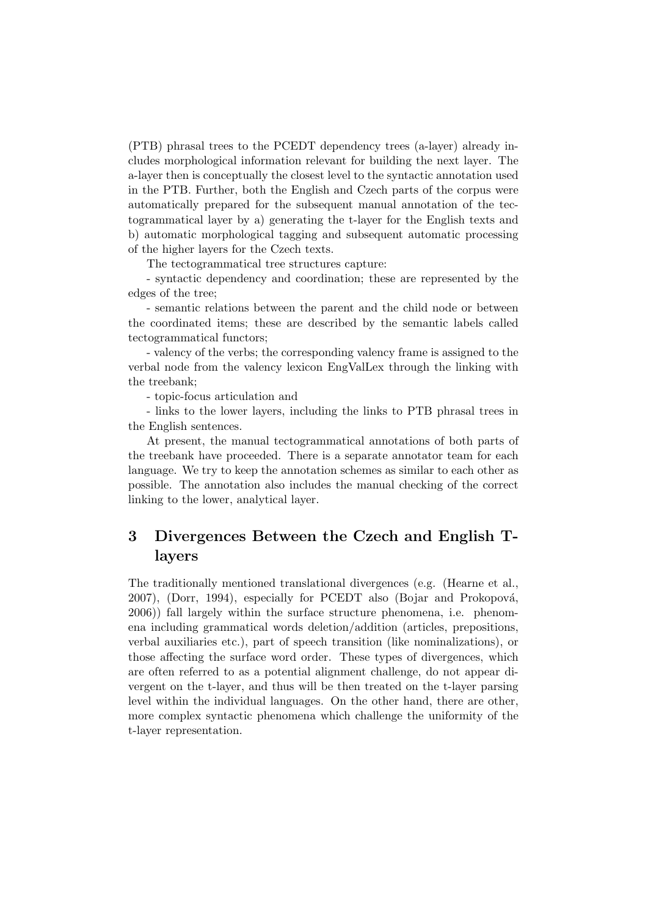(PTB) phrasal trees to the PCEDT dependency trees (a-layer) already includes morphological information relevant for building the next layer. The a-layer then is conceptually the closest level to the syntactic annotation used in the PTB. Further, both the English and Czech parts of the corpus were automatically prepared for the subsequent manual annotation of the tectogrammatical layer by a) generating the t-layer for the English texts and b) automatic morphological tagging and subsequent automatic processing of the higher layers for the Czech texts.

The tectogrammatical tree structures capture:

- syntactic dependency and coordination; these are represented by the edges of the tree;

- semantic relations between the parent and the child node or between the coordinated items; these are described by the semantic labels called tectogrammatical functors;

- valency of the verbs; the corresponding valency frame is assigned to the verbal node from the valency lexicon EngValLex through the linking with the treebank;

- topic-focus articulation and

- links to the lower layers, including the links to PTB phrasal trees in the English sentences.

At present, the manual tectogrammatical annotations of both parts of the treebank have proceeded. There is a separate annotator team for each language. We try to keep the annotation schemes as similar to each other as possible. The annotation also includes the manual checking of the correct linking to the lower, analytical layer.

## 3 Divergences Between the Czech and English T-layers

The traditionally mentioned translational divergences (e.g. (Hearne et al., 2007), (Dorr, 1994), especially for PCEDT also (Bojar and Prokopová, 2006)) fall largely within the surface structure phenomena, i.e. phenomena including grammatical words deletion/addition (articles, prepositions, verbal auxiliaries etc.), part of speech transition (like nominalizations), or those affecting the surface word order. These types of divergences, which are often referred to as a potential alignment challenge, do not appear divergent on the t-layer, and thus will be then treated on the t-layer parsing level within the individual languages. On the other hand, there are other, more complex syntactic phenomena which challenge the uniformity of the t-layer representation.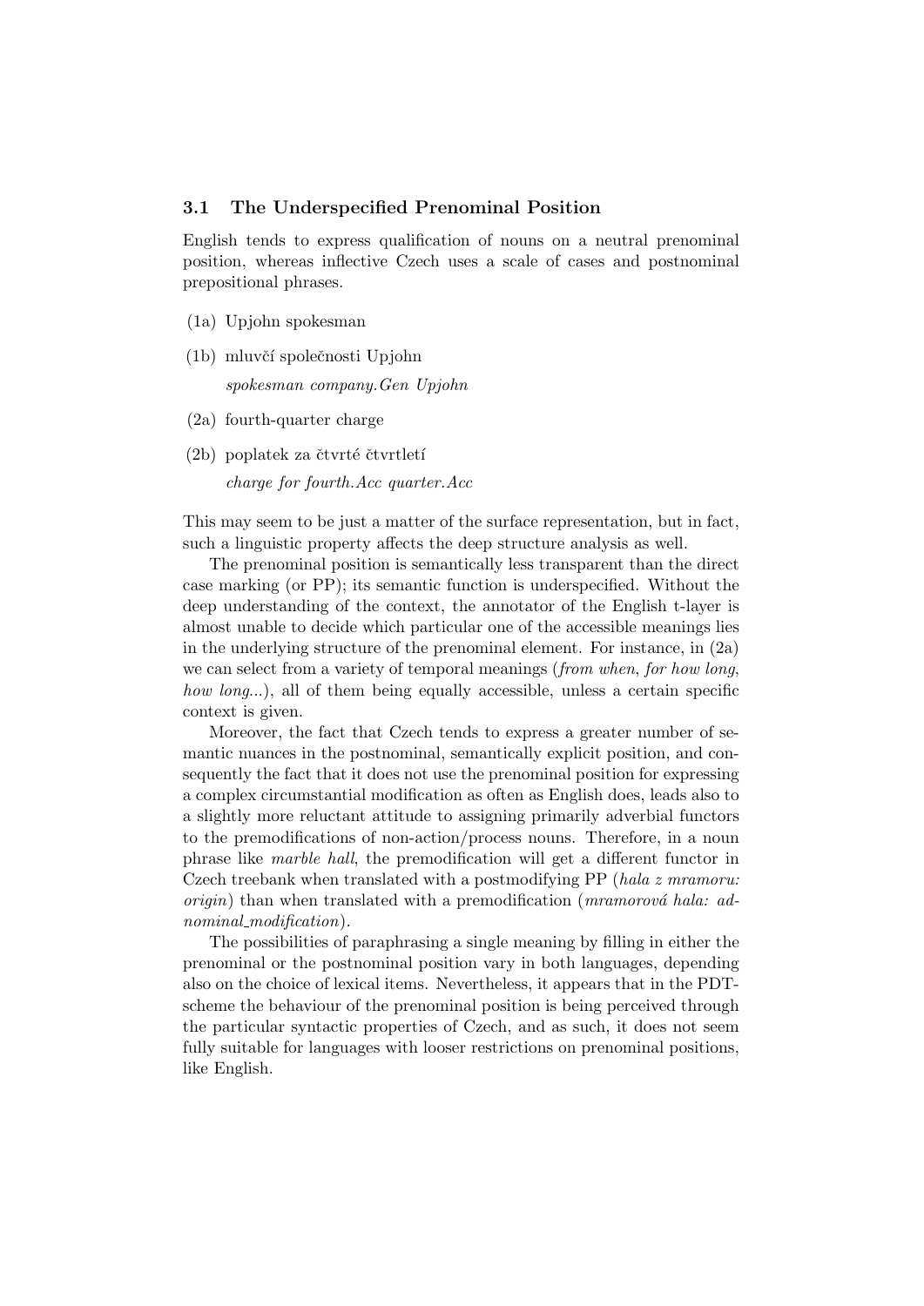### 3.1 The Underspecified Prenominal Position

English tends to express qualification of nouns on a neutral prenominal position, whereas inflective Czech uses a scale of cases and postnominal prepositional phrases.

(1a) Upjohn spokesman

(1b) mluvčí společnosti Upjohn
*spokesman company.Gen Upjohn*

(2a) fourth-quarter charge

(2b) poplatek za čtvrté čtvrtletí
*charge for fourth.Acc quarter.Acc*

This may seem to be just a matter of the surface representation, but in fact, such a linguistic property affects the deep structure analysis as well.

The prenominal position is semantically less transparent than the direct case marking (or PP); its semantic function is underspecified. Without the deep understanding of the context, the annotator of the English t-layer is almost unable to decide which particular one of the accessible meanings lies in the underlying structure of the prenominal element. For instance, in (2a) we can select from a variety of temporal meanings (*from when*, *for how long*, *how long*...), all of them being equally accessible, unless a certain specific context is given.

Moreover, the fact that Czech tends to express a greater number of semantic nuances in the postnominal, semantically explicit position, and consequently the fact that it does not use the prenominal position for expressing a complex circumstantial modification as often as English does, leads also to a slightly more reluctant attitude to assigning primarily adverbial functors to the premodifications of non-action/process nouns. Therefore, in a noun phrase like *marble hall*, the premodification will get a different functor in Czech treebank when translated with a postmodifying PP (*hala z mramoru: origin*) than when translated with a premodification (*mramorová hala: adnominal_modification*).

The possibilities of paraphrasing a single meaning by filling in either the prenominal or the postnominal position vary in both languages, depending also on the choice of lexical items. Nevertheless, it appears that in the PDT-scheme the behaviour of the prenominal position is being perceived through the particular syntactic properties of Czech, and as such, it does not seem fully suitable for languages with looser restrictions on prenominal positions, like English.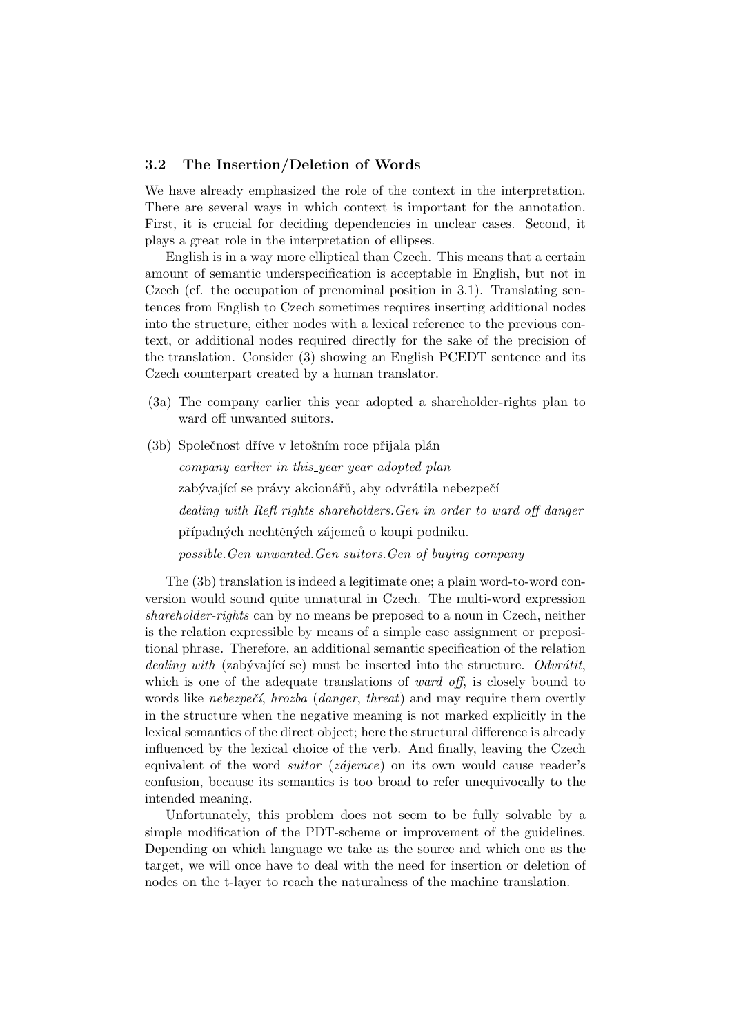### 3.2 The Insertion/Deletion of Words

We have already emphasized the role of the context in the interpretation. There are several ways in which context is important for the annotation. First, it is crucial for deciding dependencies in unclear cases. Second, it plays a great role in the interpretation of ellipses.

English is in a way more elliptical than Czech. This means that a certain amount of semantic underspecification is acceptable in English, but not in Czech (cf. the occupation of prenominal position in 3.1). Translating sentences from English to Czech sometimes requires inserting additional nodes into the structure, either nodes with a lexical reference to the previous context, or additional nodes required directly for the sake of the precision of the translation. Consider (3) showing an English PCEDT sentence and its Czech counterpart created by a human translator.

(3a) The company earlier this year adopted a shareholder-rights plan to ward off unwanted suitors.

(3b) Společnost dříve v letošním roce přijala plán
*company earlier in this_year year adopted plan*
zabývající se právy akcionářů, aby odvrátila nebezpečí
*dealing_with_Refl rights shareholders.Gen in_order_to ward_off danger*
případných nechtěných zájemců o koupi podniku.
*possible.Gen unwanted.Gen suitors.Gen of buying company*

The (3b) translation is indeed a legitimate one; a plain word-to-word conversion would sound quite unnatural in Czech. The multi-word expression *shareholder-rights* can by no means be preposed to a noun in Czech, neither is the relation expressible by means of a simple case assignment or prepositional phrase. Therefore, an additional semantic specification of the relation *dealing with* (zabývající se) must be inserted into the structure. *Odvrátit*, which is one of the adequate translations of *ward off*, is closely bound to words like *nebezpečí*, *hrozba* (*danger*, *threat*) and may require them overtly in the structure when the negative meaning is not marked explicitly in the lexical semantics of the direct object; here the structural difference is already influenced by the lexical choice of the verb. And finally, leaving the Czech equivalent of the word *suitor* (*zájemce*) on its own would cause reader's confusion, because its semantics is too broad to refer unequivocally to the intended meaning.

Unfortunately, this problem does not seem to be fully solvable by a simple modification of the PDT-scheme or improvement of the guidelines. Depending on which language we take as the source and which one as the target, we will once have to deal with the need for insertion or deletion of nodes on the t-layer to reach the naturalness of the machine translation.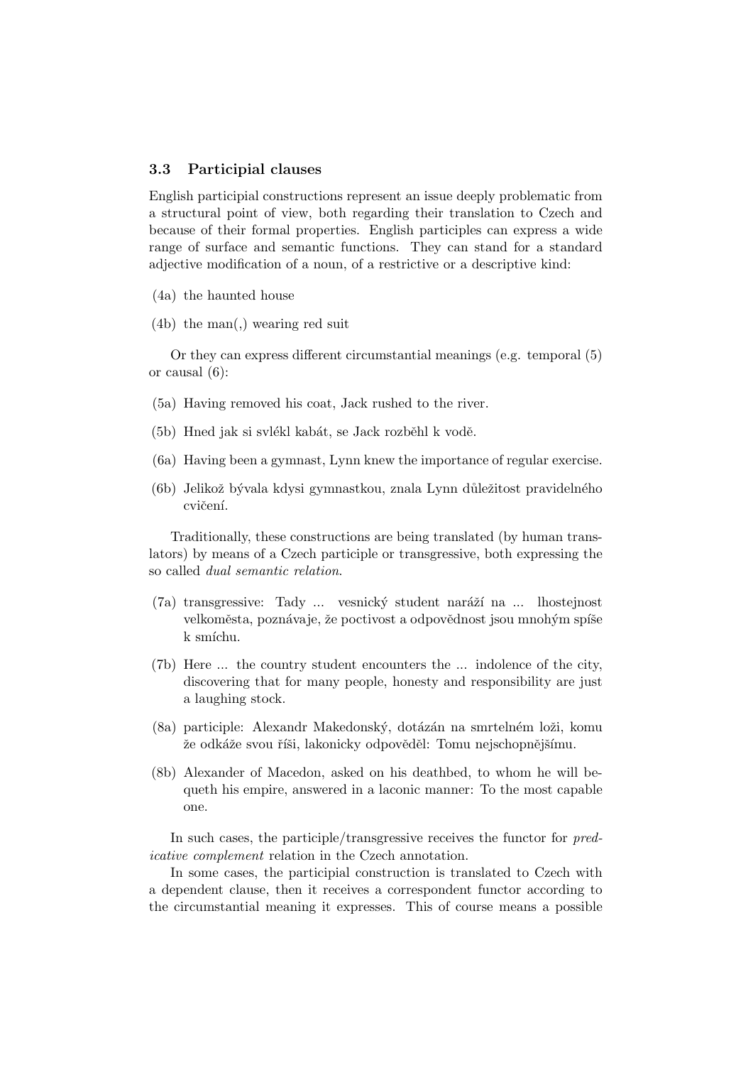### 3.3 Participial clauses

English participial constructions represent an issue deeply problematic from a structural point of view, both regarding their translation to Czech and because of their formal properties. English participles can express a wide range of surface and semantic functions. They can stand for a standard adjective modification of a noun, of a restrictive or a descriptive kind:

(4a) the haunted house

(4b) the man(,) wearing red suit

Or they can express different circumstantial meanings (e.g. temporal (5) or causal (6):

(5a) Having removed his coat, Jack rushed to the river.

(5b) Hned jak si svlékl kabát, se Jack rozběhl k vodě.

(6a) Having been a gymnast, Lynn knew the importance of regular exercise.

(6b) Jelikož bývala kdysi gymnastkou, znala Lynn důležitost pravidelného cvičení.

Traditionally, these constructions are being translated (by human translators) by means of a Czech participle or transgressive, both expressing the so called *dual semantic relation*.

(7a) transgressive: Tady ... vesnický student naráží na ... lhostejnost velkoměsta, poznávaje, že poctivost a odpovědnost jsou mnohým spíše k smíchu.

(7b) Here ... the country student encounters the ... indolence of the city, discovering that for many people, honesty and responsibility are just a laughing stock.

(8a) participle: Alexandr Makedonský, dotázán na smrtelném loži, komu že odkáže svou říši, lakonicky odpověděl: Tomu nejschopnějšímu.

(8b) Alexander of Macedon, asked on his deathbed, to whom he will bequeth his empire, answered in a laconic manner: To the most capable one.

In such cases, the participle/transgressive receives the functor for *predicative complement* relation in the Czech annotation.

In some cases, the participial construction is translated to Czech with a dependent clause, then it receives a correspondent functor according to the circumstantial meaning it expresses. This of course means a possible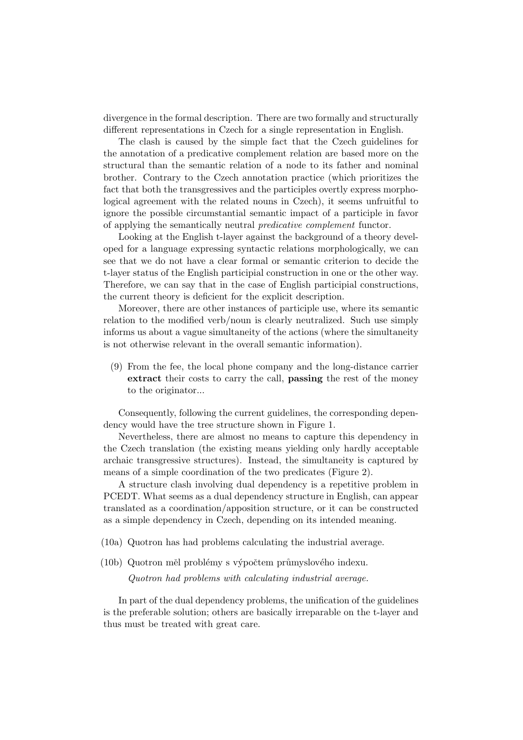divergence in the formal description. There are two formally and structurally different representations in Czech for a single representation in English.

The clash is caused by the simple fact that the Czech guidelines for the annotation of a predicative complement relation are based more on the structural than the semantic relation of a node to its father and nominal brother. Contrary to the Czech annotation practice (which prioritizes the fact that both the transgressives and the participles overtly express morphological agreement with the related nouns in Czech), it seems unfruitful to ignore the possible circumstantial semantic impact of a participle in favor of applying the semantically neutral *predicative complement* functor.

Looking at the English t-layer against the background of a theory developed for a language expressing syntactic relations morphologically, we can see that we do not have a clear formal or semantic criterion to decide the t-layer status of the English participial construction in one or the other way. Therefore, we can say that in the case of English participial constructions, the current theory is deficient for the explicit description.

Moreover, there are other instances of participle use, where its semantic relation to the modified verb/noun is clearly neutralized. Such use simply informs us about a vague simultaneity of the actions (where the simultaneity is not otherwise relevant in the overall semantic information).

(9) From the fee, the local phone company and the long-distance carrier **extract** their costs to carry the call, **passing** the rest of the money to the originator...

Consequently, following the current guidelines, the corresponding dependency would have the tree structure shown in Figure 1.

Nevertheless, there are almost no means to capture this dependency in the Czech translation (the existing means yielding only hardly acceptable archaic transgressive structures). Instead, the simultaneity is captured by means of a simple coordination of the two predicates (Figure 2).

A structure clash involving dual dependency is a repetitive problem in PCEDT. What seems as a dual dependency structure in English, can appear translated as a coordination/apposition structure, or it can be constructed as a simple dependency in Czech, depending on its intended meaning.

(10a) Quotron has had problems calculating the industrial average.

(10b) Quotron měl problémy s výpočtem průmyslového indexu.
*Quotron had problems with calculating industrial average.*

In part of the dual dependency problems, the unification of the guidelines is the preferable solution; others are basically irreparable on the t-layer and thus must be treated with great care.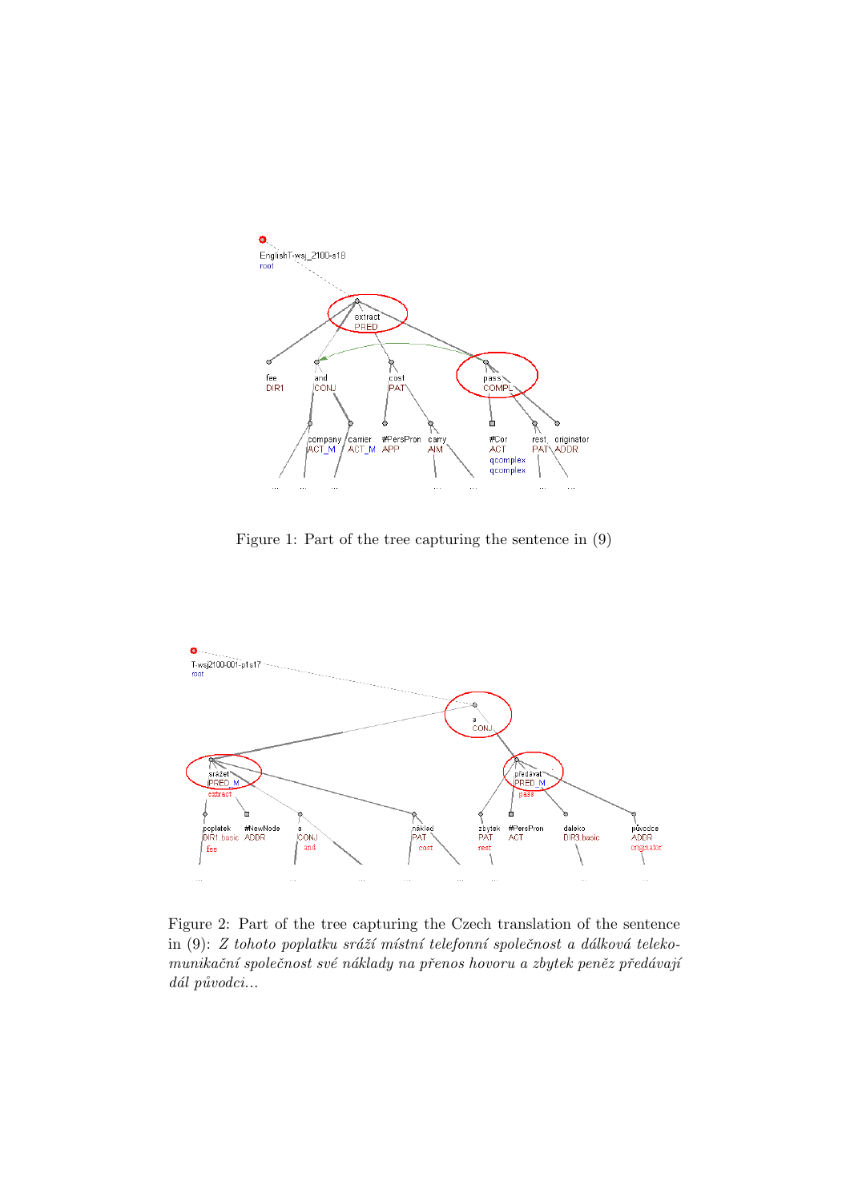Figure 1: Part of the tree capturing the sentence in (9)

Figure 2: Part of the tree capturing the Czech translation of the sentence in (9): *Z tohoto poplatku sráží místní telefonní společnost a dálková telekomunikační společnost své náklady na přenos hovoru a zbytek peněz předávají dál původci...*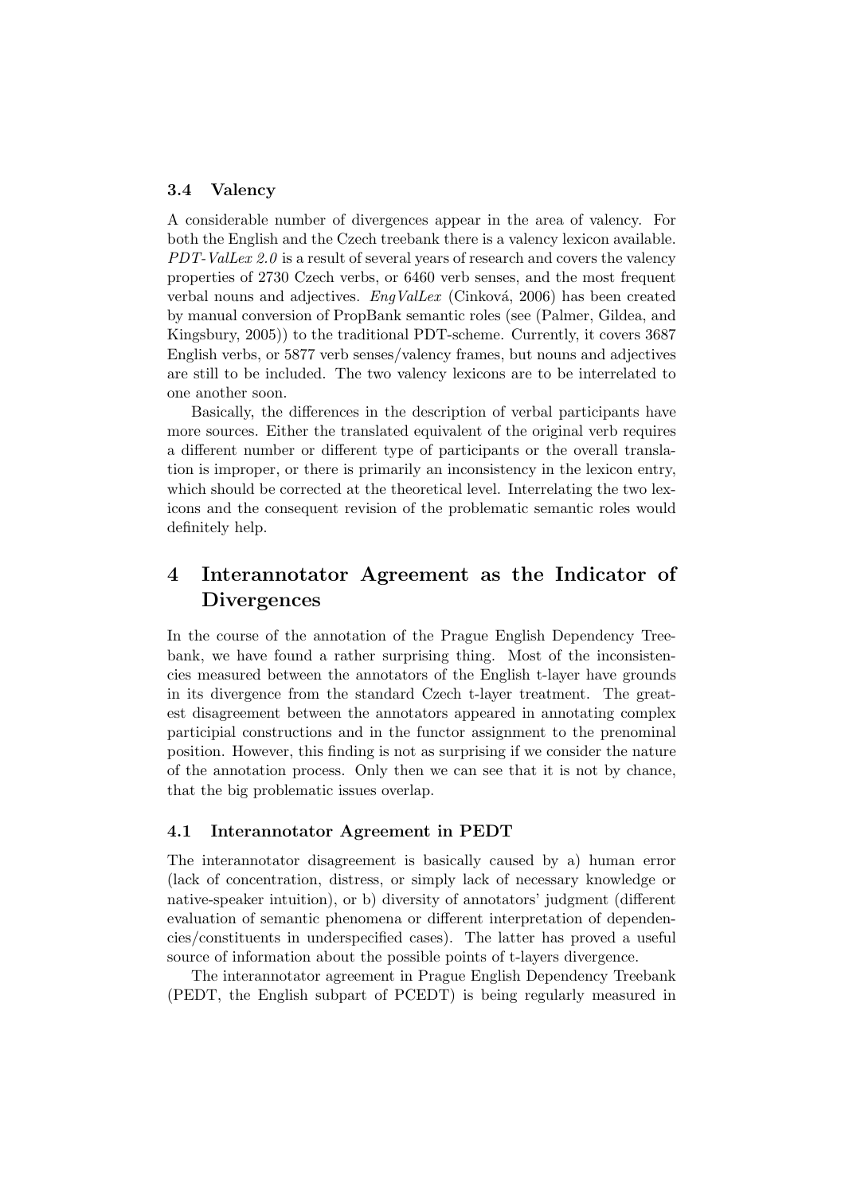### 3.4 Valency

A considerable number of divergences appear in the area of valency. For both the English and the Czech treebank there is a valency lexicon available. *PDT-ValLex 2.0* is a result of several years of research and covers the valency properties of 2730 Czech verbs, or 6460 verb senses, and the most frequent verbal nouns and adjectives. *EngValLex* (Cinková, 2006) has been created by manual conversion of PropBank semantic roles (see (Palmer, Gildea, and Kingsbury, 2005)) to the traditional PDT-scheme. Currently, it covers 3687 English verbs, or 5877 verb senses/valency frames, but nouns and adjectives are still to be included. The two valency lexicons are to be interrelated to one another soon.

Basically, the differences in the description of verbal participants have more sources. Either the translated equivalent of the original verb requires a different number or different type of participants or the overall translation is improper, or there is primarily an inconsistency in the lexicon entry, which should be corrected at the theoretical level. Interrelating the two lexicons and the consequent revision of the problematic semantic roles would definitely help.

## 4 Interannotator Agreement as the Indicator of Divergences

In the course of the annotation of the Prague English Dependency Treebank, we have found a rather surprising thing. Most of the inconsistencies measured between the annotators of the English t-layer have grounds in its divergence from the standard Czech t-layer treatment. The greatest disagreement between the annotators appeared in annotating complex participial constructions and in the functor assignment to the prenominal position. However, this finding is not as surprising if we consider the nature of the annotation process. Only then we can see that it is not by chance, that the big problematic issues overlap.

### 4.1 Interannotator Agreement in PEDT

The interannotator disagreement is basically caused by a) human error (lack of concentration, distress, or simply lack of necessary knowledge or native-speaker intuition), or b) diversity of annotators' judgment (different evaluation of semantic phenomena or different interpretation of dependencies/constituents in underspecified cases). The latter has proved a useful source of information about the possible points of t-layers divergence.

The interannotator agreement in Prague English Dependency Treebank (PEDT, the English subpart of PCEDT) is being regularly measured in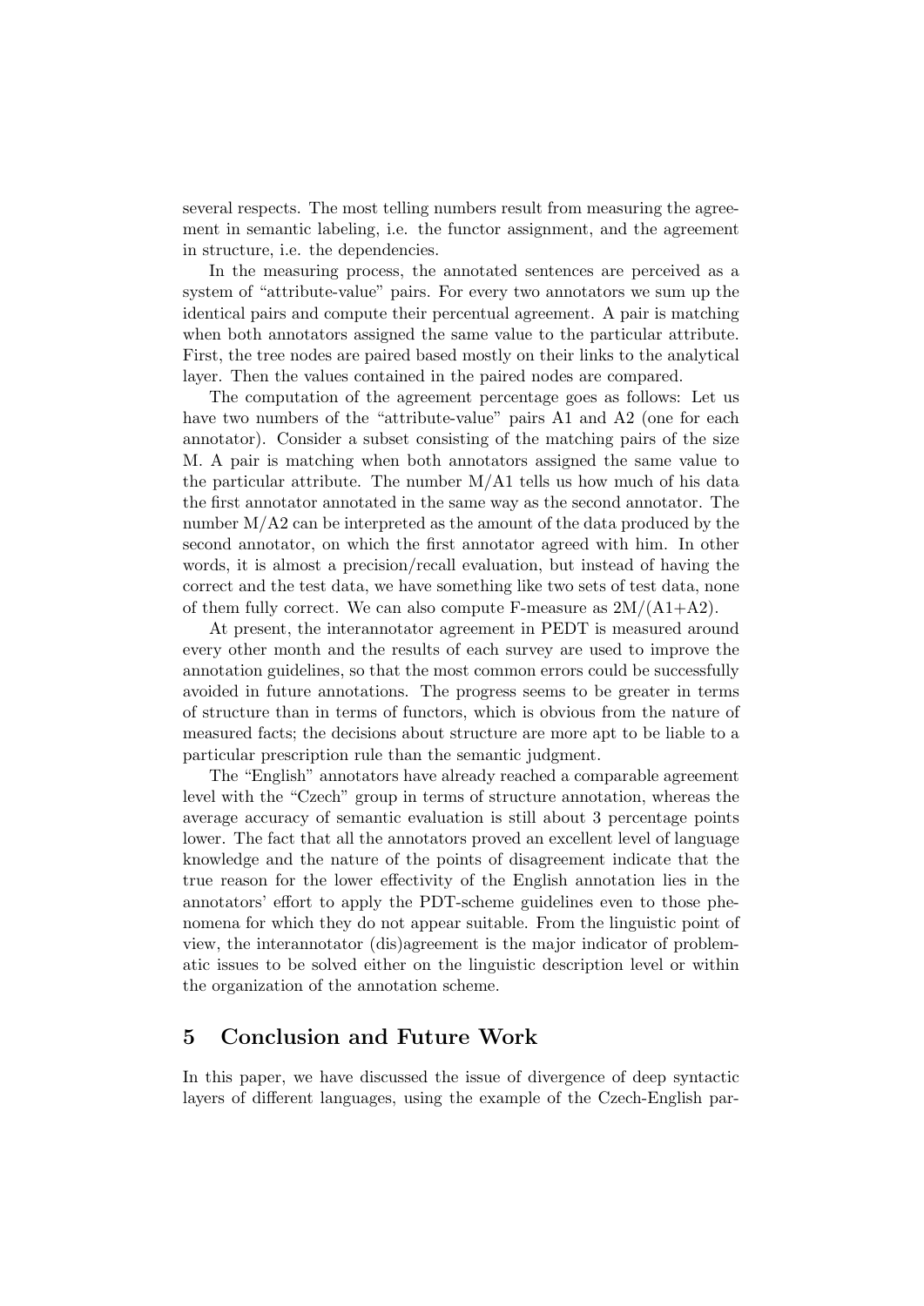several respects. The most telling numbers result from measuring the agreement in semantic labeling, i.e. the functor assignment, and the agreement in structure, i.e. the dependencies.

In the measuring process, the annotated sentences are perceived as a system of "attribute-value" pairs. For every two annotators we sum up the identical pairs and compute their percentual agreement. A pair is matching when both annotators assigned the same value to the particular attribute. First, the tree nodes are paired based mostly on their links to the analytical layer. Then the values contained in the paired nodes are compared.

The computation of the agreement percentage goes as follows: Let us have two numbers of the "attribute-value" pairs A1 and A2 (one for each annotator). Consider a subset consisting of the matching pairs of the size M. A pair is matching when both annotators assigned the same value to the particular attribute. The number M/A1 tells us how much of his data the first annotator annotated in the same way as the second annotator. The number M/A2 can be interpreted as the amount of the data produced by the second annotator, on which the first annotator agreed with him. In other words, it is almost a precision/recall evaluation, but instead of having the correct and the test data, we have something like two sets of test data, none of them fully correct. We can also compute F-measure as $2M/(A1+A2)$.

At present, the interannotator agreement in PEDT is measured around every other month and the results of each survey are used to improve the annotation guidelines, so that the most common errors could be successfully avoided in future annotations. The progress seems to be greater in terms of structure than in terms of functors, which is obvious from the nature of measured facts; the decisions about structure are more apt to be liable to a particular prescription rule than the semantic judgment.

The "English" annotators have already reached a comparable agreement level with the "Czech" group in terms of structure annotation, whereas the average accuracy of semantic evaluation is still about 3 percentage points lower. The fact that all the annotators proved an excellent level of language knowledge and the nature of the points of disagreement indicate that the true reason for the lower effectivity of the English annotation lies in the annotators' effort to apply the PDT-scheme guidelines even to those phenomena for which they do not appear suitable. From the linguistic point of view, the interannotator (dis)agreement is the major indicator of problematic issues to be solved either on the linguistic description level or within the organization of the annotation scheme.

## 5 Conclusion and Future Work

In this paper, we have discussed the issue of divergence of deep syntactic layers of different languages, using the example of the Czech-English par-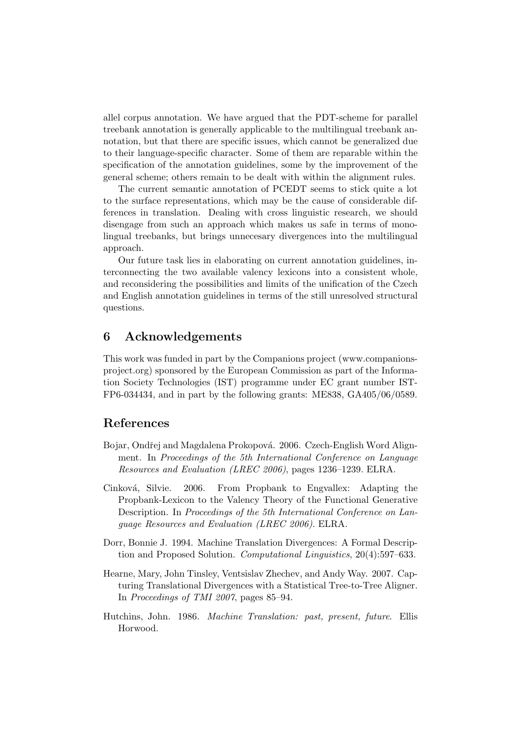allel corpus annotation. We have argued that the PDT-scheme for parallel treebank annotation is generally applicable to the multilingual treebank annotation, but that there are specific issues, which cannot be generalized due to their language-specific character. Some of them are reparable within the specification of the annotation guidelines, some by the improvement of the general scheme; others remain to be dealt with within the alignment rules.

The current semantic annotation of PCEDT seems to stick quite a lot to the surface representations, which may be the cause of considerable differences in translation. Dealing with cross linguistic research, we should disengage from such an approach which makes us safe in terms of monolingual treebanks, but brings unnecesary divergences into the multilingual approach.

Our future task lies in elaborating on current annotation guidelines, interconnecting the two available valency lexicons into a consistent whole, and reconsidering the possibilities and limits of the unification of the Czech and English annotation guidelines in terms of the still unresolved structural questions.

## 6 Acknowledgements

This work was funded in part by the Companions project (www.companions-project.org) sponsored by the European Commission as part of the Information Society Technologies (IST) programme under EC grant number IST-FP6-034434, and in part by the following grants: ME838, GA405/06/0589.

## References

Bojar, Ondřej and Magdalena Prokopová. 2006. Czech-English Word Alignment. In *Proceedings of the 5th International Conference on Language Resources and Evaluation (LREC 2006)*, pages 1236–1239. ELRA.

Cinková, Silvie. 2006. From Propbank to Engvallex: Adapting the Propbank-Lexicon to the Valency Theory of the Functional Generative Description. In *Proceedings of the 5th International Conference on Language Resources and Evaluation (LREC 2006)*. ELRA.

Dorr, Bonnie J. 1994. Machine Translation Divergences: A Formal Description and Proposed Solution. *Computational Linguistics*, 20(4):597–633.

Hearne, Mary, John Tinsley, Ventsislav Zhechev, and Andy Way. 2007. Capturing Translational Divergences with a Statistical Tree-to-Tree Aligner. In *Proceedings of TMI 2007*, pages 85–94.

Hutchins, John. 1986. *Machine Translation: past, present, future*. Ellis Horwood.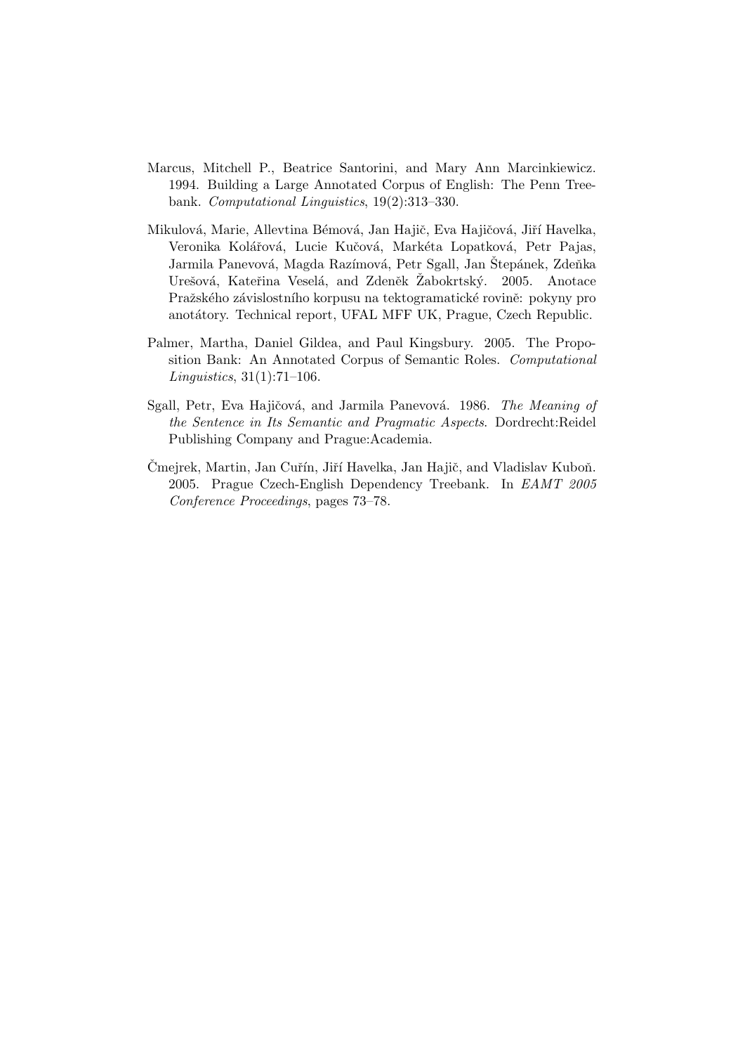Marcus, Mitchell P., Beatrice Santorini, and Mary Ann Marcinkiewicz. 1994. Building a Large Annotated Corpus of English: The Penn Treebank. *Computational Linguistics*, 19(2):313–330.

Mikulová, Marie, Allevtina Bémová, Jan Hajič, Eva Hajičová, Jiří Havelka, Veronika Kolářová, Lucie Kučová, Markéta Lopatková, Petr Pajas, Jarmila Panevová, Magda Razímová, Petr Sgall, Jan Štepánek, Zdeňka Urešová, Kateřina Veselá, and Zdeněk Žabokrtský. 2005. Anotace Pražského závislostního korpusu na tektogramatické rovině: pokyny pro anotátory. Technical report, UFAL MFF UK, Prague, Czech Republic.

Palmer, Martha, Daniel Gildea, and Paul Kingsbury. 2005. The Proposition Bank: An Annotated Corpus of Semantic Roles. *Computational Linguistics*, 31(1):71–106.

Sgall, Petr, Eva Hajičová, and Jarmila Panevová. 1986. *The Meaning of the Sentence in Its Semantic and Pragmatic Aspects*. Dordrecht:Reidel Publishing Company and Prague:Academia.

Čmejrek, Martin, Jan Cuřín, Jiří Havelka, Jan Hajič, and Vladislav Kuboň. 2005. Prague Czech-English Dependency Treebank. In *EAMT 2005 Conference Proceedings*, pages 73–78.